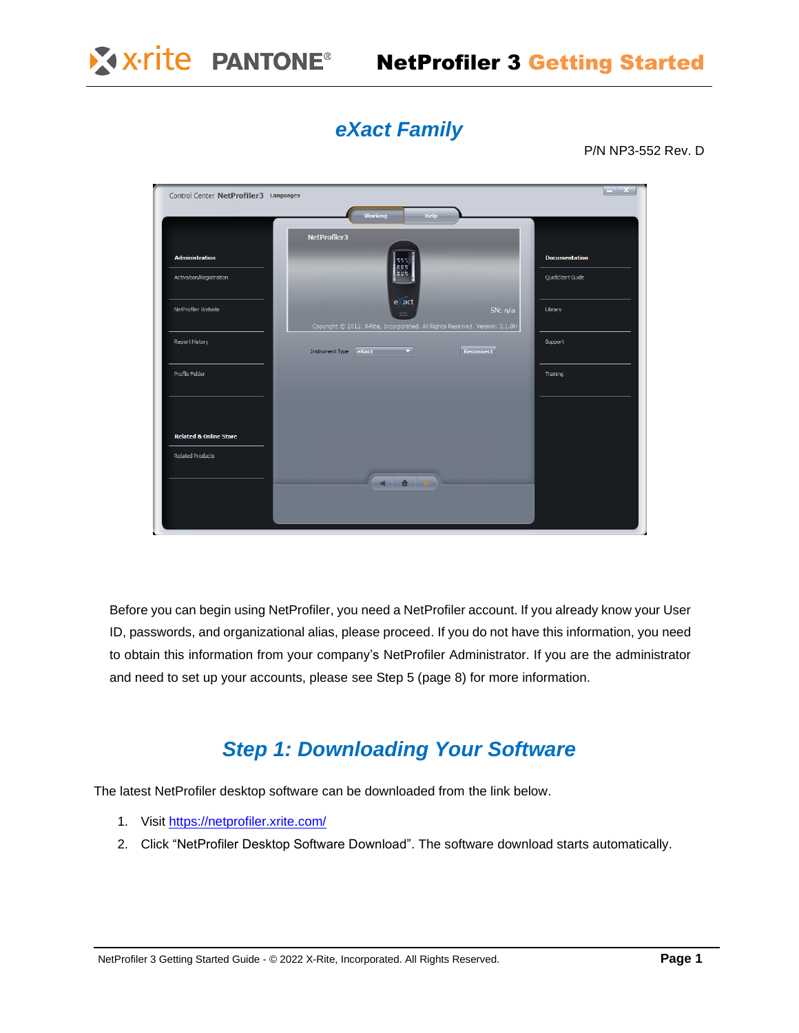# NetProfiler 3 Getting Started

## eXact Family

P/N NP3-552 Rev. D

Before you can begin using NetProfiler, you need a NetProfiler account. If you already know your User ID, passwords, and organizational alias, please proceed. If you do not have this information, you need to obtain this information from your company's NetProfiler Administrator. If you are the administrator and need to set up your accounts, please see Step 5 (page 8) for more information.

## Step 1: Downloading Your Software

The latest NetProfiler desktop software can be downloaded from the link below.

1. Visit https://netprofiler.xrite.com/
2. Click "NetProfiler Desktop Software Download". The software download starts automatically.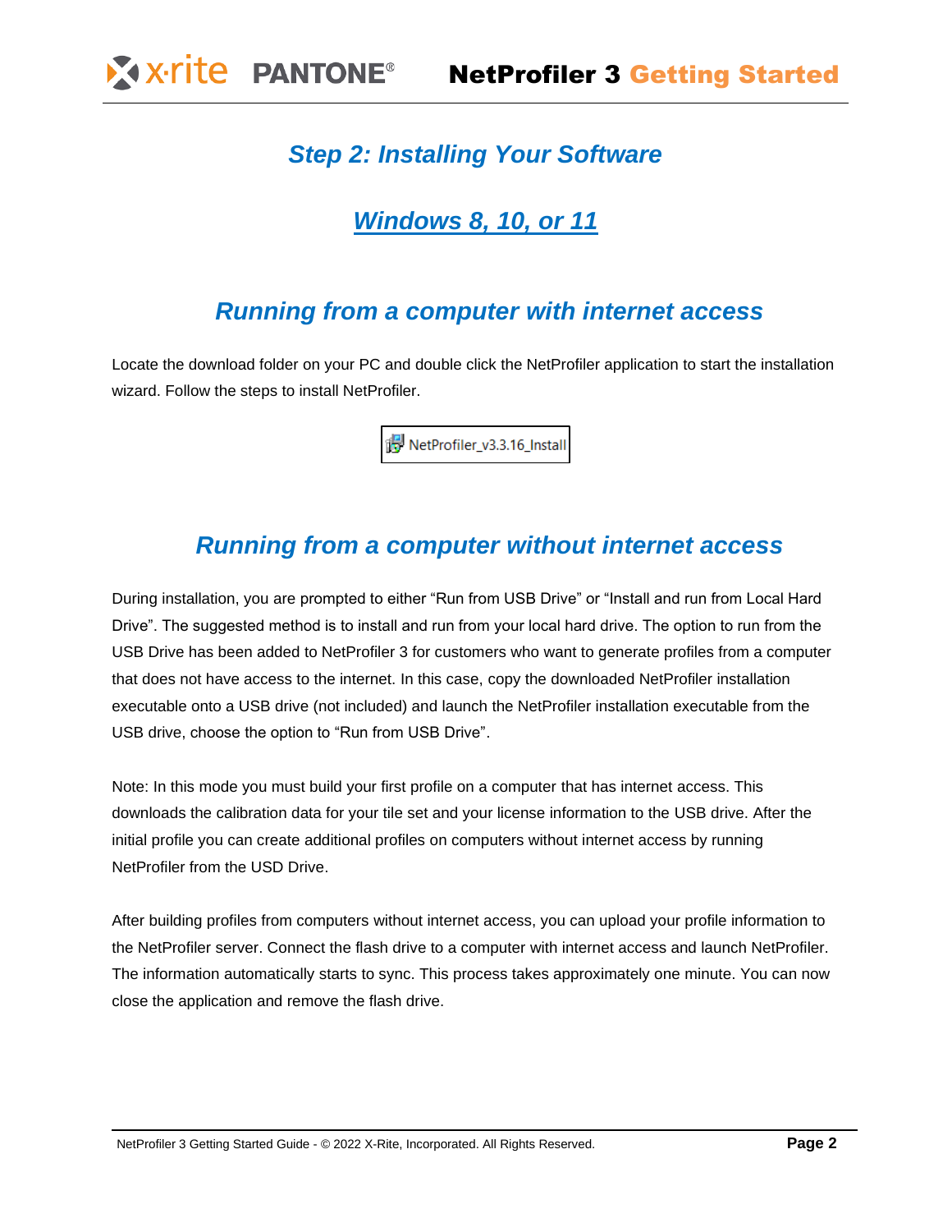## Step 2: Installing Your Software

## Windows 8, 10, or 11

### Running from a computer with internet access

Locate the download folder on your PC and double click the NetProfiler application to start the installation wizard. Follow the steps to install NetProfiler.

NetProfiler_v3.3.16_Install

### Running from a computer without internet access

During installation, you are prompted to either "Run from USB Drive" or "Install and run from Local Hard Drive". The suggested method is to install and run from your local hard drive. The option to run from the USB Drive has been added to NetProfiler 3 for customers who want to generate profiles from a computer that does not have access to the internet. In this case, copy the downloaded NetProfiler installation executable onto a USB drive (not included) and launch the NetProfiler installation executable from the USB drive, choose the option to "Run from USB Drive".

Note: In this mode you must build your first profile on a computer that has internet access. This downloads the calibration data for your tile set and your license information to the USB drive. After the initial profile you can create additional profiles on computers without internet access by running NetProfiler from the USD Drive.

After building profiles from computers without internet access, you can upload your profile information to the NetProfiler server. Connect the flash drive to a computer with internet access and launch NetProfiler. The information automatically starts to sync. This process takes approximately one minute. You can now close the application and remove the flash drive.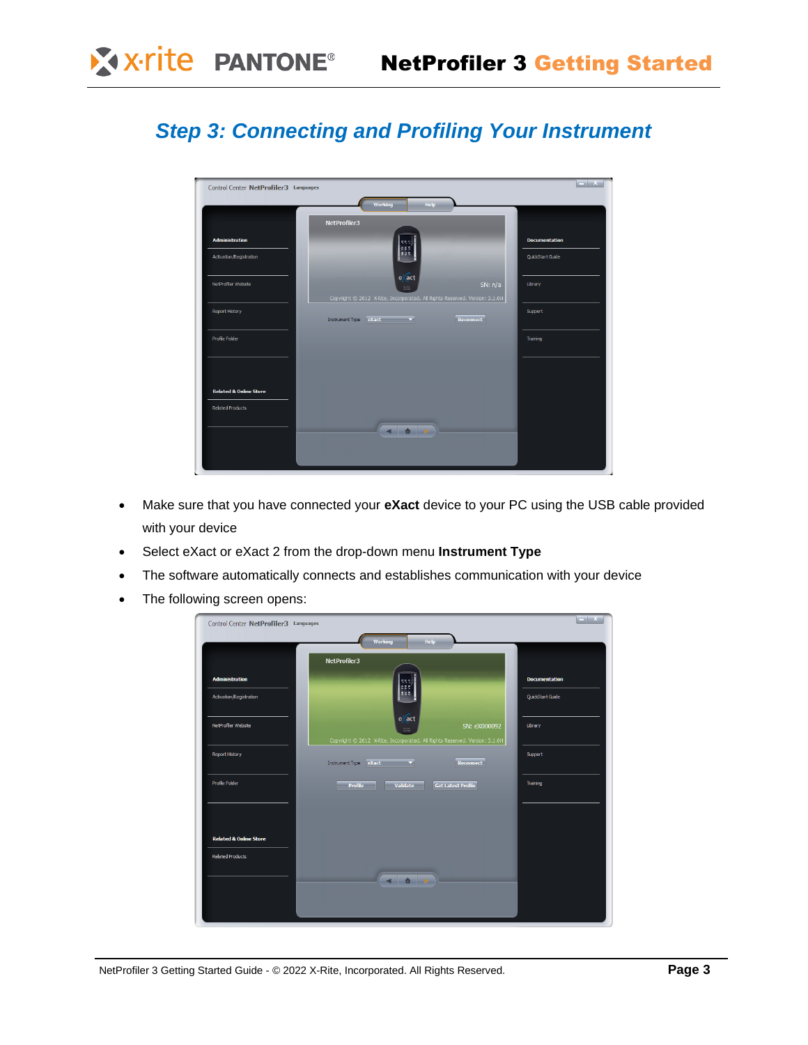## Step 3: Connecting and Profiling Your Instrument

- Make sure that you have connected your **eXact** device to your PC using the USB cable provided with your device
- Select eXact or eXact 2 from the drop-down menu **Instrument Type**
- The software automatically connects and establishes communication with your device
- The following screen opens: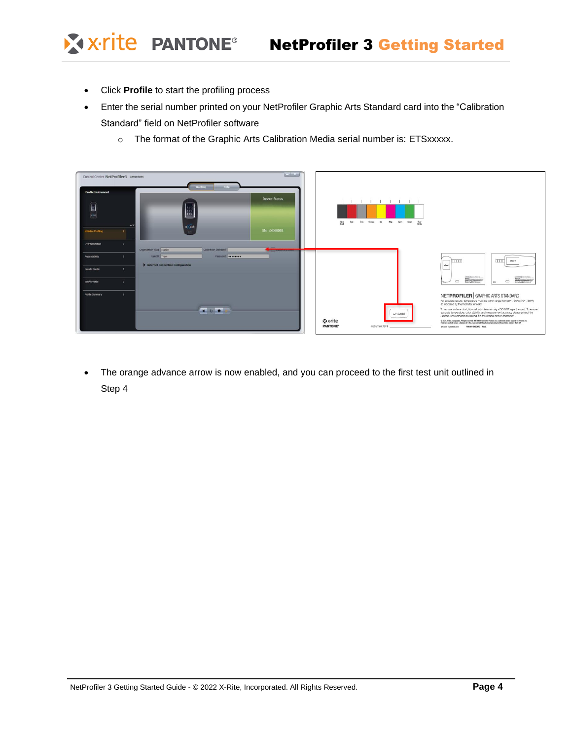- Click **Profile** to start the profiling process
- Enter the serial number printed on your NetProfiler Graphic Arts Standard card into the "Calibration Standard" field on NetProfiler software
  - The format of the Graphic Arts Calibration Media serial number is: ETSxxxxx.

- The orange advance arrow is now enabled, and you can proceed to the first test unit outlined in Step 4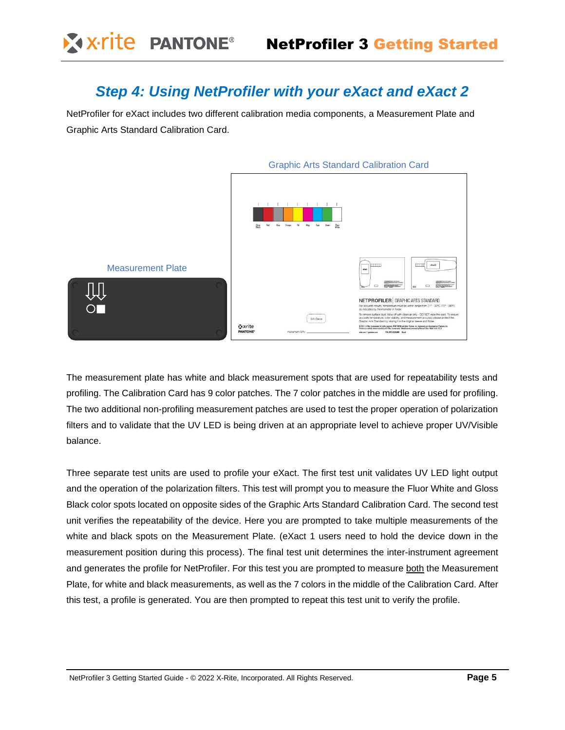## Step 4: Using NetProfiler with your eXact and eXact 2

NetProfiler for eXact includes two different calibration media components, a Measurement Plate and Graphic Arts Standard Calibration Card.

Graphic Arts Standard Calibration Card

Measurement Plate

The measurement plate has white and black measurement spots that are used for repeatability tests and profiling. The Calibration Card has 9 color patches. The 7 color patches in the middle are used for profiling. The two additional non-profiling measurement patches are used to test the proper operation of polarization filters and to validate that the UV LED is being driven at an appropriate level to achieve proper UV/Visible balance.

Three separate test units are used to profile your eXact. The first test unit validates UV LED light output and the operation of the polarization filters. This test will prompt you to measure the Fluor White and Gloss Black color spots located on opposite sides of the Graphic Arts Standard Calibration Card. The second test unit verifies the repeatability of the device. Here you are prompted to take multiple measurements of the white and black spots on the Measurement Plate. (eXact 1 users need to hold the device down in the measurement position during this process). The final test unit determines the inter-instrument agreement and generates the profile for NetProfiler. For this test you are prompted to measure both the Measurement Plate, for white and black measurements, as well as the 7 colors in the middle of the Calibration Card. After this test, a profile is generated. You are then prompted to repeat this test unit to verify the profile.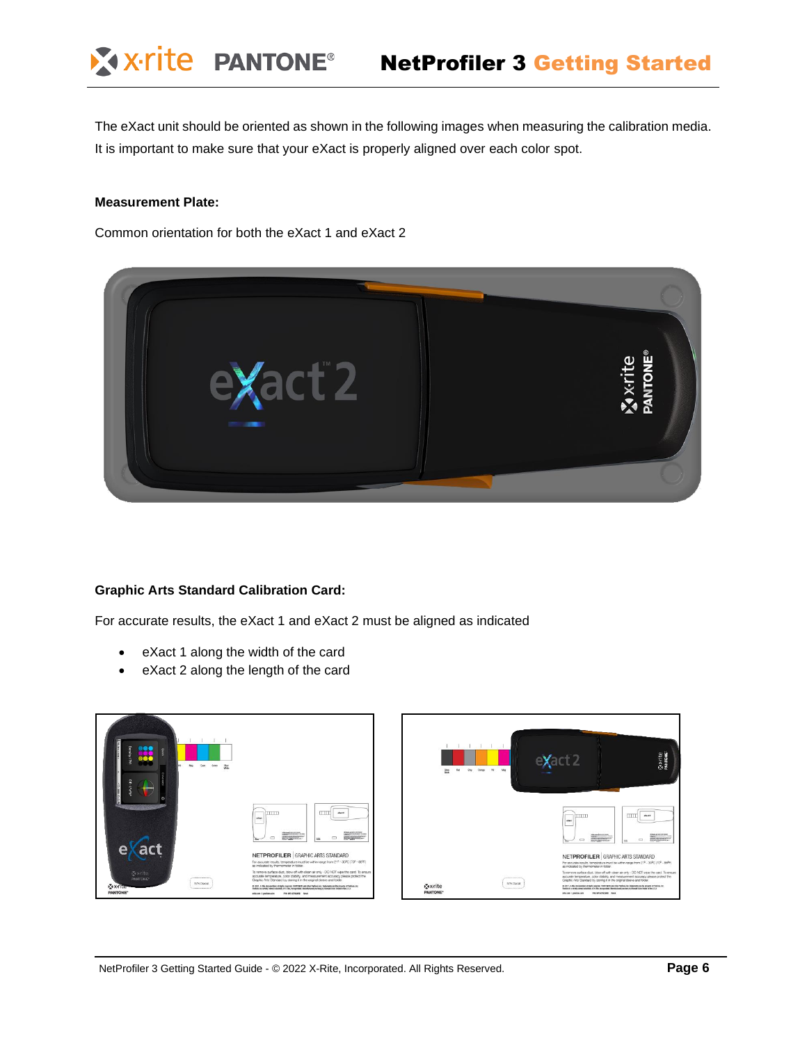The eXact unit should be oriented as shown in the following images when measuring the calibration media. It is important to make sure that your eXact is properly aligned over each color spot.

**Measurement Plate:**

Common orientation for both the eXact 1 and eXact 2

**Graphic Arts Standard Calibration Card:**

For accurate results, the eXact 1 and eXact 2 must be aligned as indicated

- eXact 1 along the width of the card
- eXact 2 along the length of the card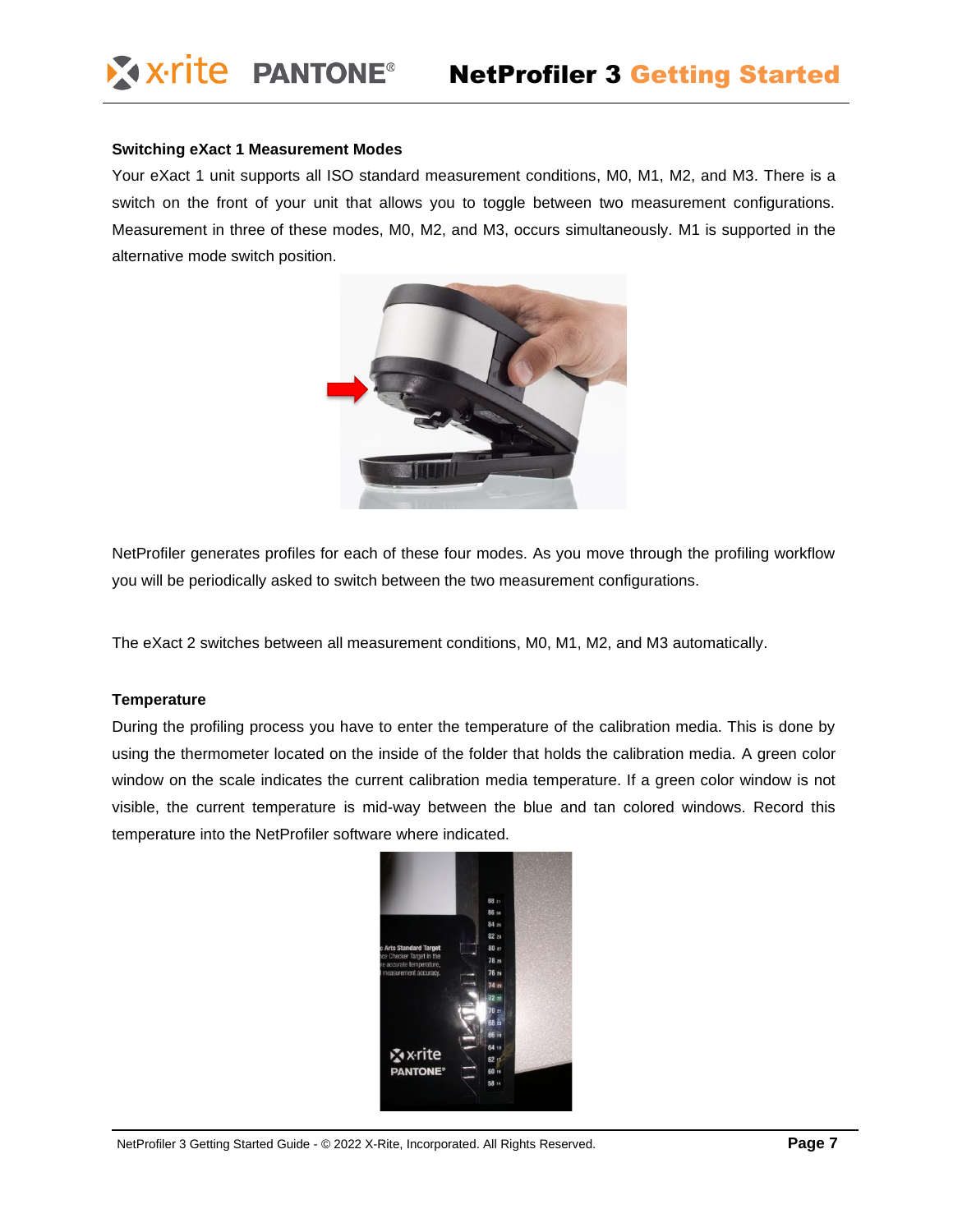### Switching eXact 1 Measurement Modes

Your eXact 1 unit supports all ISO standard measurement conditions, M0, M1, M2, and M3. There is a switch on the front of your unit that allows you to toggle between two measurement configurations. Measurement in three of these modes, M0, M2, and M3, occurs simultaneously. M1 is supported in the alternative mode switch position.

NetProfiler generates profiles for each of these four modes. As you move through the profiling workflow you will be periodically asked to switch between the two measurement configurations.

The eXact 2 switches between all measurement conditions, M0, M1, M2, and M3 automatically.

### Temperature

During the profiling process you have to enter the temperature of the calibration media. This is done by using the thermometer located on the inside of the folder that holds the calibration media. A green color window on the scale indicates the current calibration media temperature. If a green color window is not visible, the current temperature is mid-way between the blue and tan colored windows. Record this temperature into the NetProfiler software where indicated.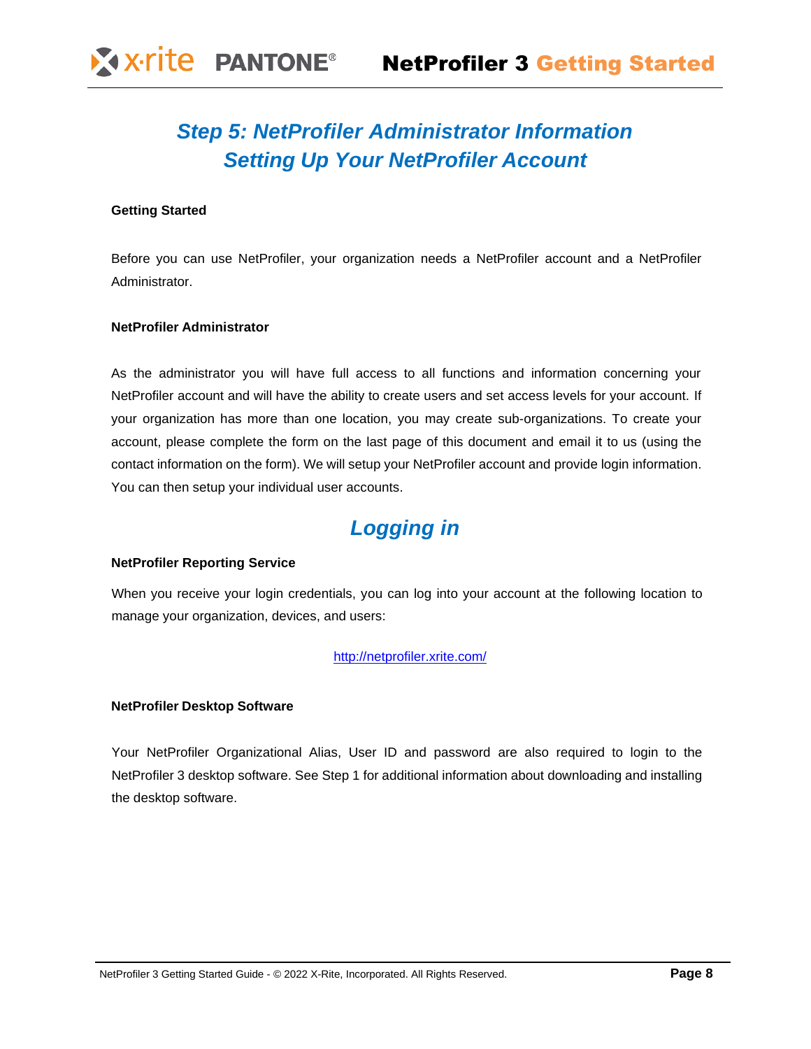# Step 5: NetProfiler Administrator Information
# Setting Up Your NetProfiler Account

**Getting Started**

Before you can use NetProfiler, your organization needs a NetProfiler account and a NetProfiler Administrator.

**NetProfiler Administrator**

As the administrator you will have full access to all functions and information concerning your NetProfiler account and will have the ability to create users and set access levels for your account. If your organization has more than one location, you may create sub-organizations. To create your account, please complete the form on the last page of this document and email it to us (using the contact information on the form). We will setup your NetProfiler account and provide login information. You can then setup your individual user accounts.

## Logging in

**NetProfiler Reporting Service**

When you receive your login credentials, you can log into your account at the following location to manage your organization, devices, and users:

http://netprofiler.xrite.com/

**NetProfiler Desktop Software**

Your NetProfiler Organizational Alias, User ID and password are also required to login to the NetProfiler 3 desktop software. See Step 1 for additional information about downloading and installing the desktop software.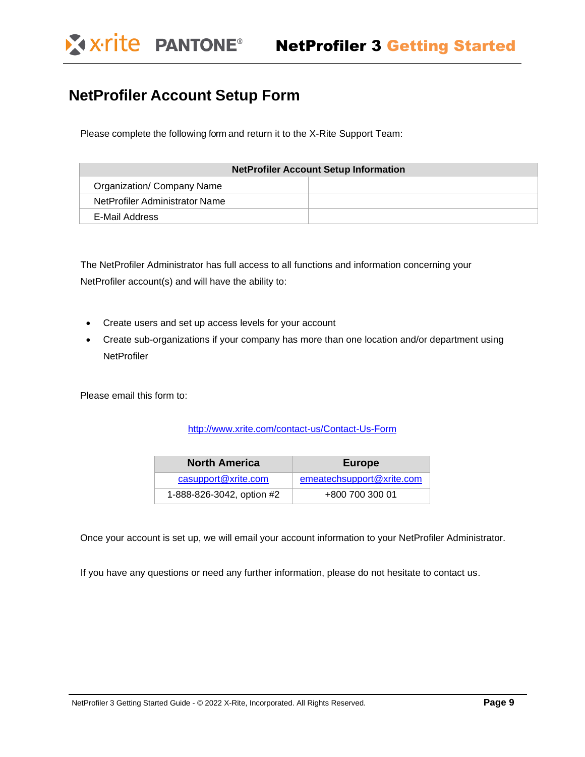# NetProfiler Account Setup Form

Please complete the following form and return it to the X-Rite Support Team:

| NetProfiler Account Setup Information | |
|---|---|
| Organization/ Company Name | |
| NetProfiler Administrator Name | |
| E-Mail Address | |

The NetProfiler Administrator has full access to all functions and information concerning your NetProfiler account(s) and will have the ability to:

- Create users and set up access levels for your account
- Create sub-organizations if your company has more than one location and/or department using NetProfiler

Please email this form to:

http://www.xrite.com/contact-us/Contact-Us-Form

| North America | Europe |
|---|---|
| casupport@xrite.com | emeatechsupport@xrite.com |
| 1-888-826-3042, option #2 | +800 700 300 01 |

Once your account is set up, we will email your account information to your NetProfiler Administrator.

If you have any questions or need any further information, please do not hesitate to contact us.